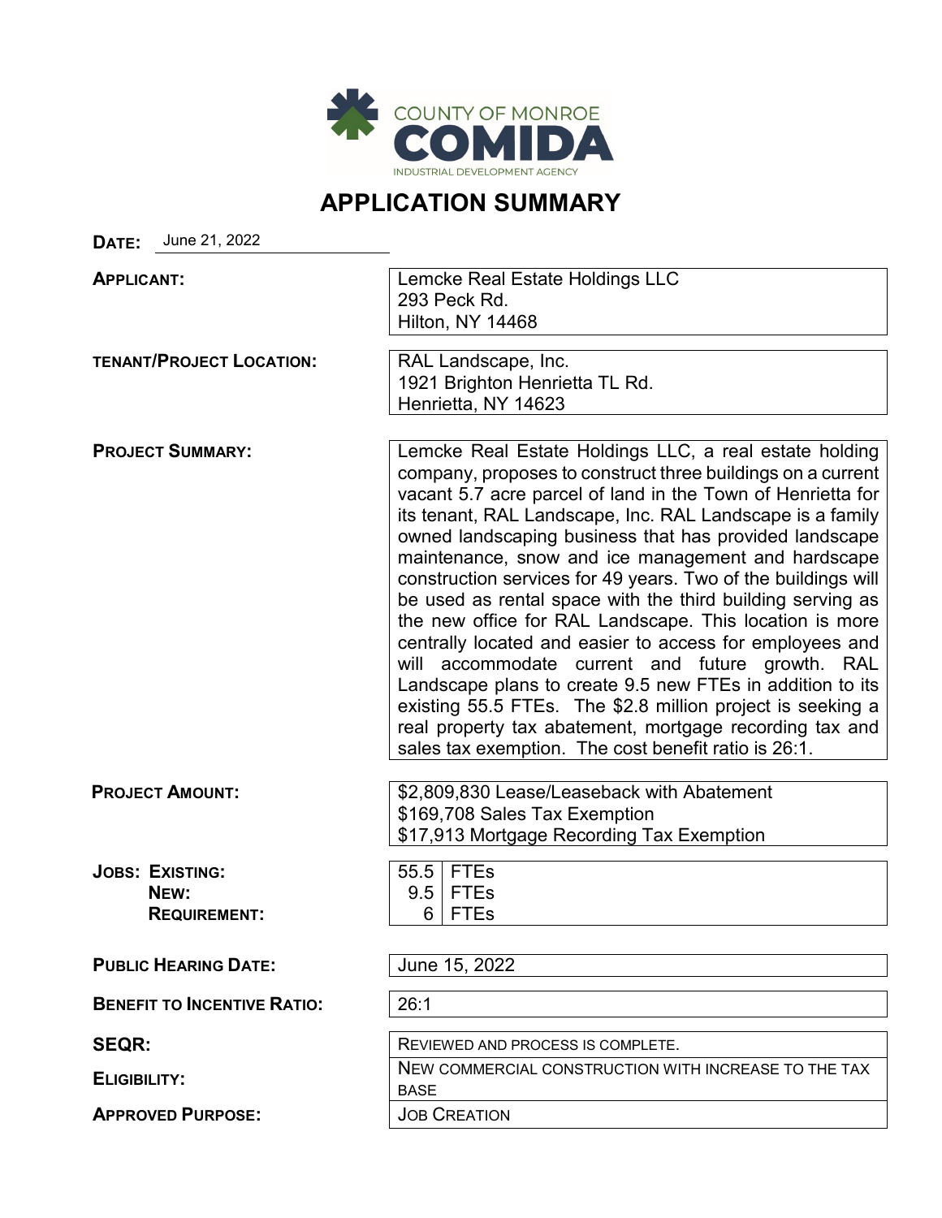COUNTY OF MONROE
**COMIDA**
INDUSTRIAL DEVELOPMENT AGENCY

# APPLICATION SUMMARY

**DATE:** June 21, 2022

| | |
|---|---|
| **APPLICANT:** | Lemcke Real Estate Holdings LLC<br>293 Peck Rd.<br>Hilton, NY 14468 |
| **TENANT/PROJECT LOCATION:** | RAL Landscape, Inc.<br>1921 Brighton Henrietta TL Rd.<br>Henrietta, NY 14623 |
| **PROJECT SUMMARY:** | Lemcke Real Estate Holdings LLC, a real estate holding company, proposes to construct three buildings on a current vacant 5.7 acre parcel of land in the Town of Henrietta for its tenant, RAL Landscape, Inc. RAL Landscape is a family owned landscaping business that has provided landscape maintenance, snow and ice management and hardscape construction services for 49 years. Two of the buildings will be used as rental space with the third building serving as the new office for RAL Landscape. This location is more centrally located and easier to access for employees and will accommodate current and future growth. RAL Landscape plans to create 9.5 new FTEs in addition to its existing 55.5 FTEs. The $2.8 million project is seeking a real property tax abatement, mortgage recording tax and sales tax exemption. The cost benefit ratio is 26:1. |
| **PROJECT AMOUNT:** | $2,809,830 Lease/Leaseback with Abatement<br>$169,708 Sales Tax Exemption<br>$17,913 Mortgage Recording Tax Exemption |

| **JOBS:** | | |
|---|---|---|
| **EXISTING:** | 55.5 | FTEs |
| **NEW:** | 9.5 | FTEs |
| **REQUIREMENT:** | 6 | FTEs |

| | |
|---|---|
| **PUBLIC HEARING DATE:** | June 15, 2022 |
| **BENEFIT TO INCENTIVE RATIO:** | 26:1 |
| **SEQR:** | REVIEWED AND PROCESS IS COMPLETE. |
| **ELIGIBILITY:** | NEW COMMERCIAL CONSTRUCTION WITH INCREASE TO THE TAX BASE |
| **APPROVED PURPOSE:** | JOB CREATION |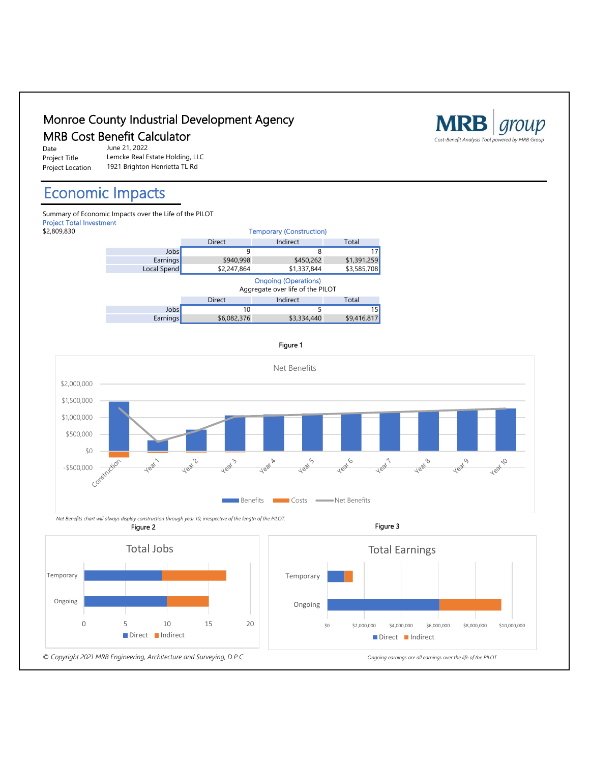# Monroe County Industrial Development Agency

## MRB Cost Benefit Calculator

MRB group — Cost-Benefit Analysis Tool powered by MRB Group

| | |
|---|---|
| Date | June 21, 2022 |
| Project Title | Lemcke Real Estate Holding, LLC |
| Project Location | 1921 Brighton Henrietta TL Rd |

## Economic Impacts

Summary of Economic Impacts over the Life of the PILOT

Project Total Investment

$2,809,830

**Temporary (Construction)**

| | Direct | Indirect | Total |
|---|---|---|---|
| Jobs | 9 | 8 | 17 |
| Earnings | $940,998 | $450,262 | $1,391,259 |
| Local Spend | $2,247,864 | $1,337,844 | $3,585,708 |

**Ongoing (Operations)**

Aggregate over life of the PILOT

| | Direct | Indirect | Total |
|---|---|---|---|
| Jobs | 10 | 5 | 15 |
| Earnings | $6,082,376 | $3,334,440 | $9,416,817 |

Figure 1

Net Benefits

*Net Benefits chart will always display construction through year 10, irrespective of the length of the PILOT.*

Figure 2

Total Jobs

Figure 3

Total Earnings

*Ongoing earnings are all earnings over the life of the PILOT.*

*© Copyright 2021 MRB Engineering, Architecture and Surveying, D.P.C.*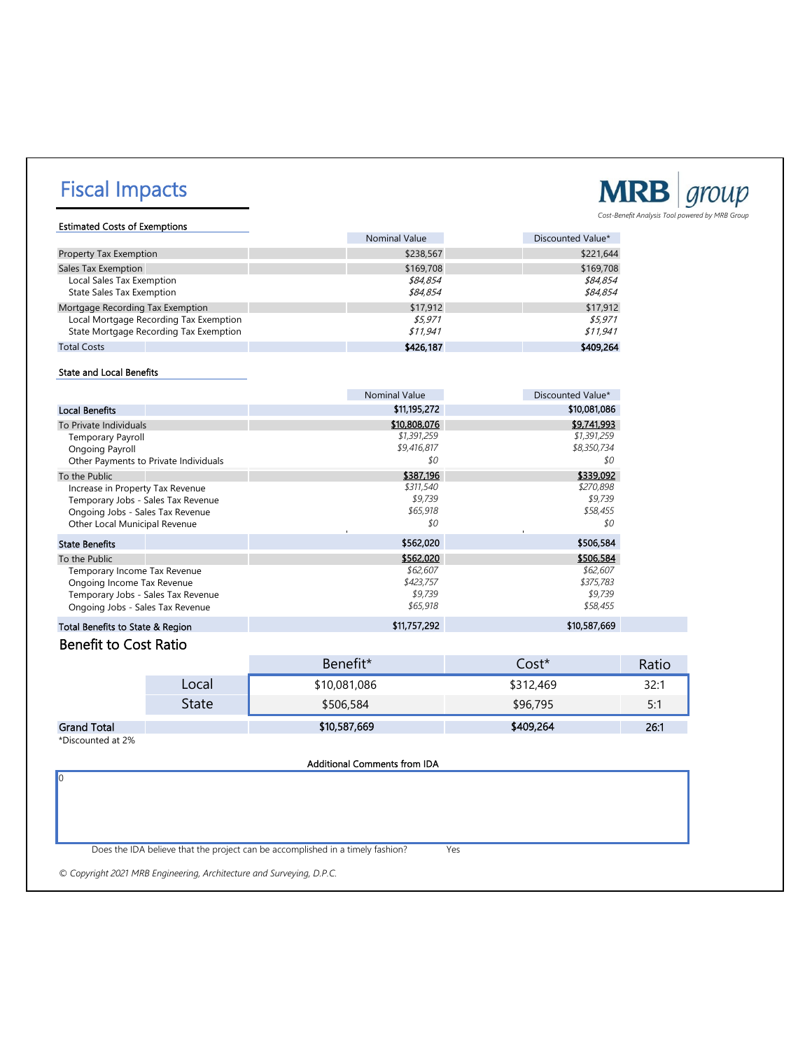# Fiscal Impacts

MRB group
Cost-Benefit Analysis Tool powered by MRB Group

## Estimated Costs of Exemptions

| | Nominal Value | Discounted Value* |
|---|---|---|
| Property Tax Exemption | $238,567 | $221,644 |
| Sales Tax Exemption | $169,708 | $169,708 |
| Local Sales Tax Exemption | *$84,854* | *$84,854* |
| State Sales Tax Exemption | *$84,854* | *$84,854* |
| Mortgage Recording Tax Exemption | $17,912 | $17,912 |
| Local Mortgage Recording Tax Exemption | *$5,971* | *$5,971* |
| State Mortgage Recording Tax Exemption | *$11,941* | *$11,941* |
| Total Costs | **$426,187** | **$409,264** |

## State and Local Benefits

| | Nominal Value | Discounted Value* |
|---|---|---|
| Local Benefits | $11,195,272 | $10,081,086 |
| To Private Individuals | $10,808,076 | $9,741,993 |
| Temporary Payroll | *$1,391,259* | *$1,391,259* |
| Ongoing Payroll | *$9,416,817* | *$8,350,734* |
| Other Payments to Private Individuals | *$0* | *$0* |
| To the Public | $387,196 | $339,092 |
| Increase in Property Tax Revenue | *$311,540* | *$270,898* |
| Temporary Jobs - Sales Tax Revenue | *$9,739* | *$9,739* |
| Ongoing Jobs - Sales Tax Revenue | *$65,918* | *$58,455* |
| Other Local Municipal Revenue | *$0* | *$0* |
| State Benefits | $562,020 | $506,584 |
| To the Public | $562,020 | $506,584 |
| Temporary Income Tax Revenue | *$62,607* | *$62,607* |
| Ongoing Income Tax Revenue | *$423,757* | *$375,783* |
| Temporary Jobs - Sales Tax Revenue | *$9,739* | *$9,739* |
| Ongoing Jobs - Sales Tax Revenue | *$65,918* | *$58,455* |
| Total Benefits to State & Region | $11,757,292 | $10,587,669 |

## Benefit to Cost Ratio

| | Benefit* | Cost* | Ratio |
|---|---|---|---|
| Local | $10,081,086 | $312,469 | 32:1 |
| State | $506,584 | $96,795 | 5:1 |
| Grand Total | $10,587,669 | $409,264 | 26:1 |

*Discounted at 2%

**Additional Comments from IDA**

0

Does the IDA believe that the project can be accomplished in a timely fashion? Yes

© Copyright 2021 MRB Engineering, Architecture and Surveying, D.P.C.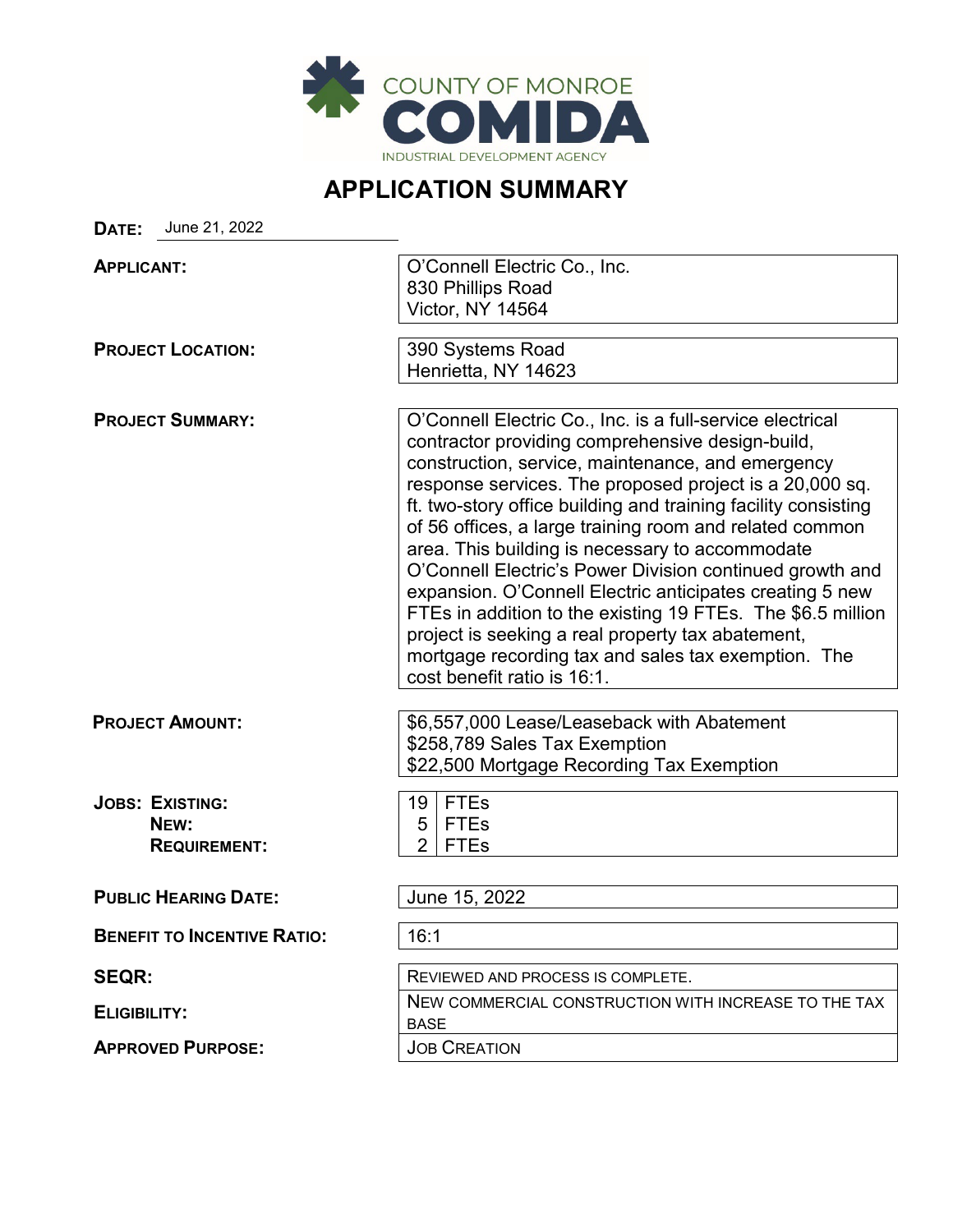COUNTY OF MONROE
COMIDA
INDUSTRIAL DEVELOPMENT AGENCY

# APPLICATION SUMMARY

**DATE:** June 21, 2022

| | |
|---|---|
| **APPLICANT:** | O'Connell Electric Co., Inc.<br>830 Phillips Road<br>Victor, NY 14564 |
| **PROJECT LOCATION:** | 390 Systems Road<br>Henrietta, NY 14623 |
| **PROJECT SUMMARY:** | O'Connell Electric Co., Inc. is a full-service electrical contractor providing comprehensive design-build, construction, service, maintenance, and emergency response services. The proposed project is a 20,000 sq. ft. two-story office building and training facility consisting of 56 offices, a large training room and related common area. This building is necessary to accommodate O'Connell Electric's Power Division continued growth and expansion. O'Connell Electric anticipates creating 5 new FTEs in addition to the existing 19 FTEs. The $6.5 million project is seeking a real property tax abatement, mortgage recording tax and sales tax exemption. The cost benefit ratio is 16:1. |
| **PROJECT AMOUNT:** | $6,557,000 Lease/Leaseback with Abatement<br>$258,789 Sales Tax Exemption<br>$22,500 Mortgage Recording Tax Exemption |
| **JOBS: EXISTING:** | 19 FTEs |
| **NEW:** | 5 FTEs |
| **REQUIREMENT:** | 2 FTEs |
| **PUBLIC HEARING DATE:** | June 15, 2022 |
| **BENEFIT TO INCENTIVE RATIO:** | 16:1 |
| **SEQR:** | REVIEWED AND PROCESS IS COMPLETE. |
| **ELIGIBILITY:** | NEW COMMERCIAL CONSTRUCTION WITH INCREASE TO THE TAX BASE |
| **APPROVED PURPOSE:** | JOB CREATION |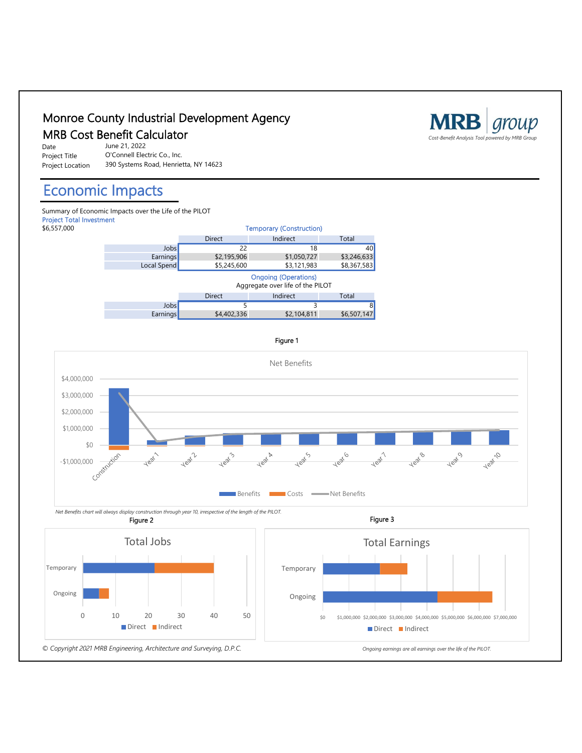# Monroe County Industrial Development Agency
# MRB Cost Benefit Calculator

MRB group — *Cost-Benefit Analysis Tool powered by MRB Group*

| | |
|---|---|
| Date | June 21, 2022 |
| Project Title | O'Connell Electric Co., Inc. |
| Project Location | 390 Systems Road, Henrietta, NY 14623 |

## Economic Impacts

Summary of Economic Impacts over the Life of the PILOT

Project Total Investment

$6,557,000

**Temporary (Construction)**

| | Direct | Indirect | Total |
|---|---|---|---|
| Jobs | 22 | 18 | 40 |
| Earnings | $2,195,906 | $1,050,727 | $3,246,633 |
| Local Spend | $5,245,600 | $3,121,983 | $8,367,583 |

**Ongoing (Operations)**

Aggregate over life of the PILOT

| | Direct | Indirect | Total |
|---|---|---|---|
| Jobs | 5 | 3 | 8 |
| Earnings | $4,402,336 | $2,104,811 | $6,507,147 |

Figure 1

Net Benefits

*Net Benefits chart will always display construction through year 10, irrespective of the length of the PILOT.*

Figure 2

Total Jobs

Figure 3

Total Earnings

*Ongoing earnings are all earnings over the life of the PILOT.*

*© Copyright 2021 MRB Engineering, Architecture and Surveying, D.P.C.*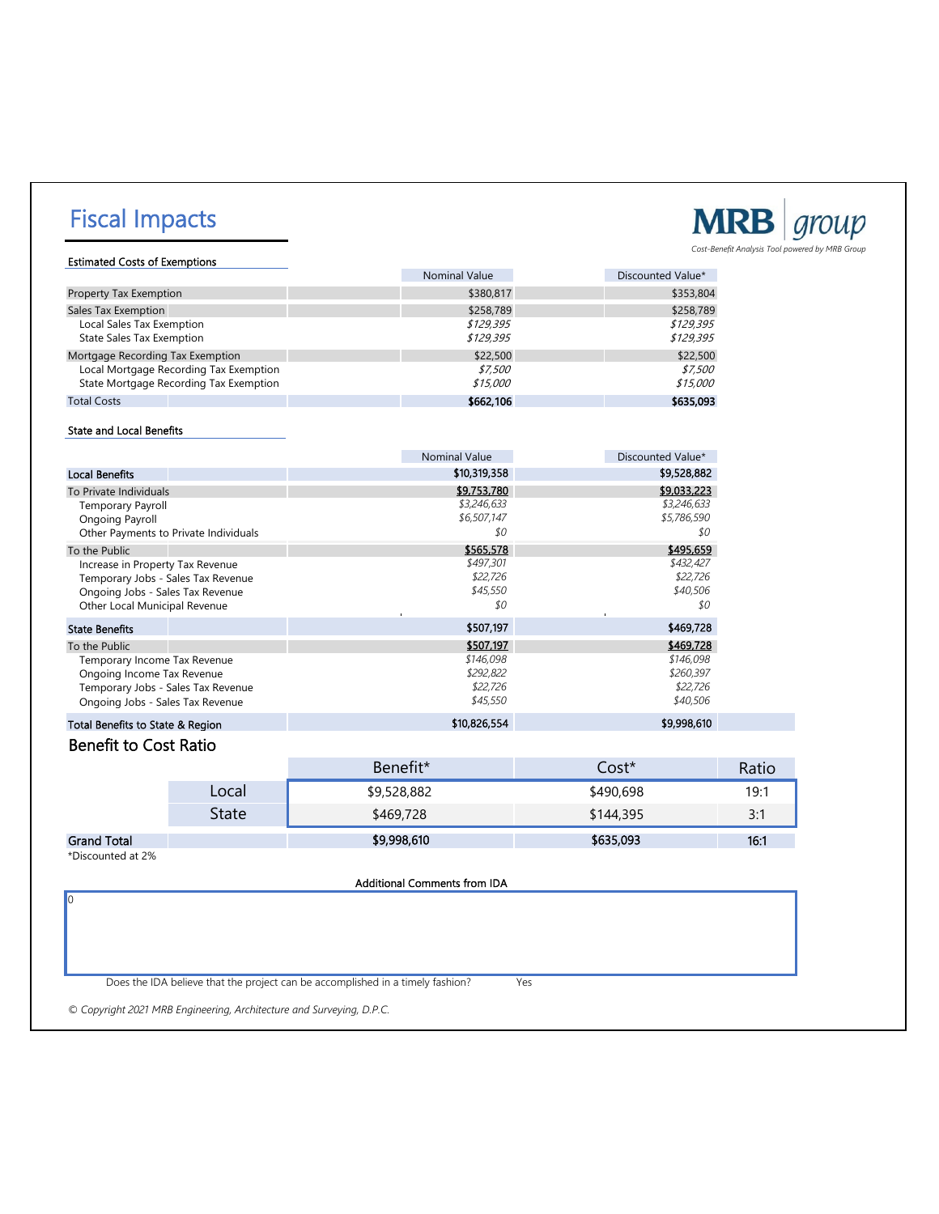# Fiscal Impacts

**MRB group**
*Cost-Benefit Analysis Tool powered by MRB Group*

### Estimated Costs of Exemptions

| | Nominal Value | Discounted Value* |
|---|---|---|
| Property Tax Exemption | $380,817 | $353,804 |
| Sales Tax Exemption | $258,789 | $258,789 |
| Local Sales Tax Exemption | *$129,395* | *$129,395* |
| State Sales Tax Exemption | *$129,395* | *$129,395* |
| Mortgage Recording Tax Exemption | $22,500 | $22,500 |
| Local Mortgage Recording Tax Exemption | *$7,500* | *$7,500* |
| State Mortgage Recording Tax Exemption | *$15,000* | *$15,000* |
| Total Costs | **$662,106** | **$635,093** |

### State and Local Benefits

| | Nominal Value | Discounted Value* |
|---|---|---|
| **Local Benefits** | **$10,319,358** | **$9,528,882** |
| To Private Individuals | **$9,753,780** | **$9,033,223** |
| Temporary Payroll | *$3,246,633* | *$3,246,633* |
| Ongoing Payroll | *$6,507,147* | *$5,786,590* |
| Other Payments to Private Individuals | *$0* | *$0* |
| To the Public | **$565,578** | **$495,659** |
| Increase in Property Tax Revenue | *$497,301* | *$432,427* |
| Temporary Jobs - Sales Tax Revenue | *$22,726* | *$22,726* |
| Ongoing Jobs - Sales Tax Revenue | *$45,550* | *$40,506* |
| Other Local Municipal Revenue | *$0* | *$0* |
| **State Benefits** | **$507,197** | **$469,728** |
| To the Public | **$507,197** | **$469,728** |
| Temporary Income Tax Revenue | *$146,098* | *$146,098* |
| Ongoing Income Tax Revenue | *$292,822* | *$260,397* |
| Temporary Jobs - Sales Tax Revenue | *$22,726* | *$22,726* |
| Ongoing Jobs - Sales Tax Revenue | *$45,550* | *$40,506* |
| **Total Benefits to State & Region** | **$10,826,554** | **$9,998,610** |

## Benefit to Cost Ratio

| | Benefit* | Cost* | Ratio |
|---|---|---|---|
| Local | $9,528,882 | $490,698 | 19:1 |
| State | $469,728 | $144,395 | 3:1 |
| **Grand Total** | **$9,998,610** | **$635,093** | **16:1** |

*Discounted at 2%

**Additional Comments from IDA**

0

Does the IDA believe that the project can be accomplished in a timely fashion? Yes

*© Copyright 2021 MRB Engineering, Architecture and Surveying, D.P.C.*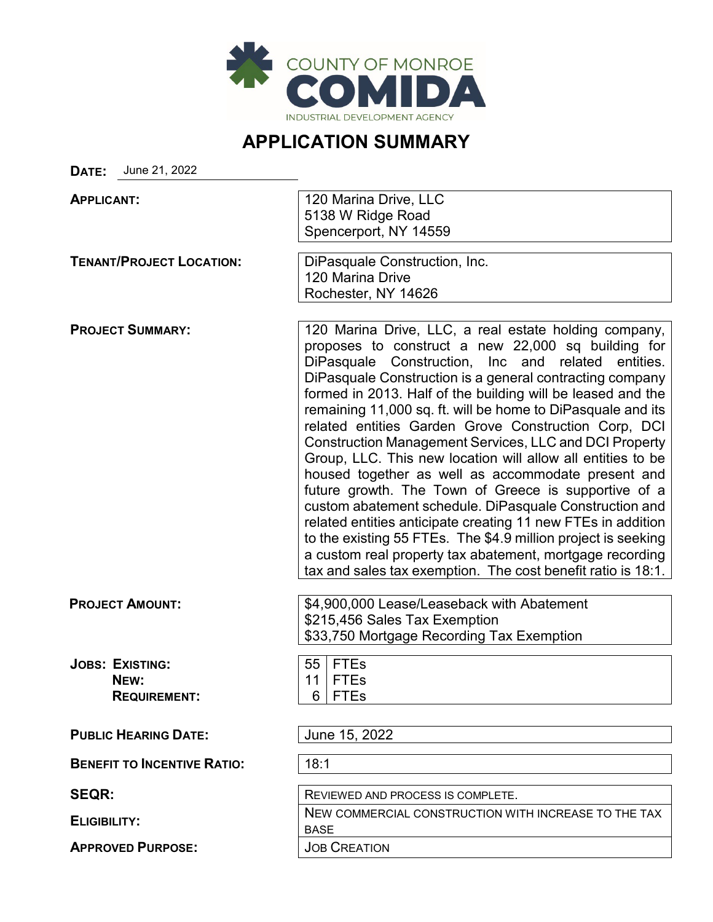COUNTY OF MONROE
**COMIDA**
INDUSTRIAL DEVELOPMENT AGENCY

# APPLICATION SUMMARY

**DATE:** June 21, 2022

| | |
|---|---|
| **APPLICANT:** | 120 Marina Drive, LLC<br>5138 W Ridge Road<br>Spencerport, NY 14559 |
| **TENANT/PROJECT LOCATION:** | DiPasquale Construction, Inc.<br>120 Marina Drive<br>Rochester, NY 14626 |
| **PROJECT SUMMARY:** | 120 Marina Drive, LLC, a real estate holding company, proposes to construct a new 22,000 sq building for DiPasquale Construction, Inc and related entities. DiPasquale Construction is a general contracting company formed in 2013. Half of the building will be leased and the remaining 11,000 sq. ft. will be home to DiPasquale and its related entities Garden Grove Construction Corp, DCI Construction Management Services, LLC and DCI Property Group, LLC. This new location will allow all entities to be housed together as well as accommodate present and future growth. The Town of Greece is supportive of a custom abatement schedule. DiPasquale Construction and related entities anticipate creating 11 new FTEs in addition to the existing 55 FTEs. The $4.9 million project is seeking a custom real property tax abatement, mortgage recording tax and sales tax exemption. The cost benefit ratio is 18:1. |
| **PROJECT AMOUNT:** | $4,900,000 Lease/Leaseback with Abatement<br>$215,456 Sales Tax Exemption<br>$33,750 Mortgage Recording Tax Exemption |
| **JOBS: EXISTING:** | 55 FTEs |
| **NEW:** | 11 FTEs |
| **REQUIREMENT:** | 6 FTEs |
| **PUBLIC HEARING DATE:** | June 15, 2022 |
| **BENEFIT TO INCENTIVE RATIO:** | 18:1 |
| **SEQR:** | REVIEWED AND PROCESS IS COMPLETE. |
| **ELIGIBILITY:** | NEW COMMERCIAL CONSTRUCTION WITH INCREASE TO THE TAX BASE |
| **APPROVED PURPOSE:** | JOB CREATION |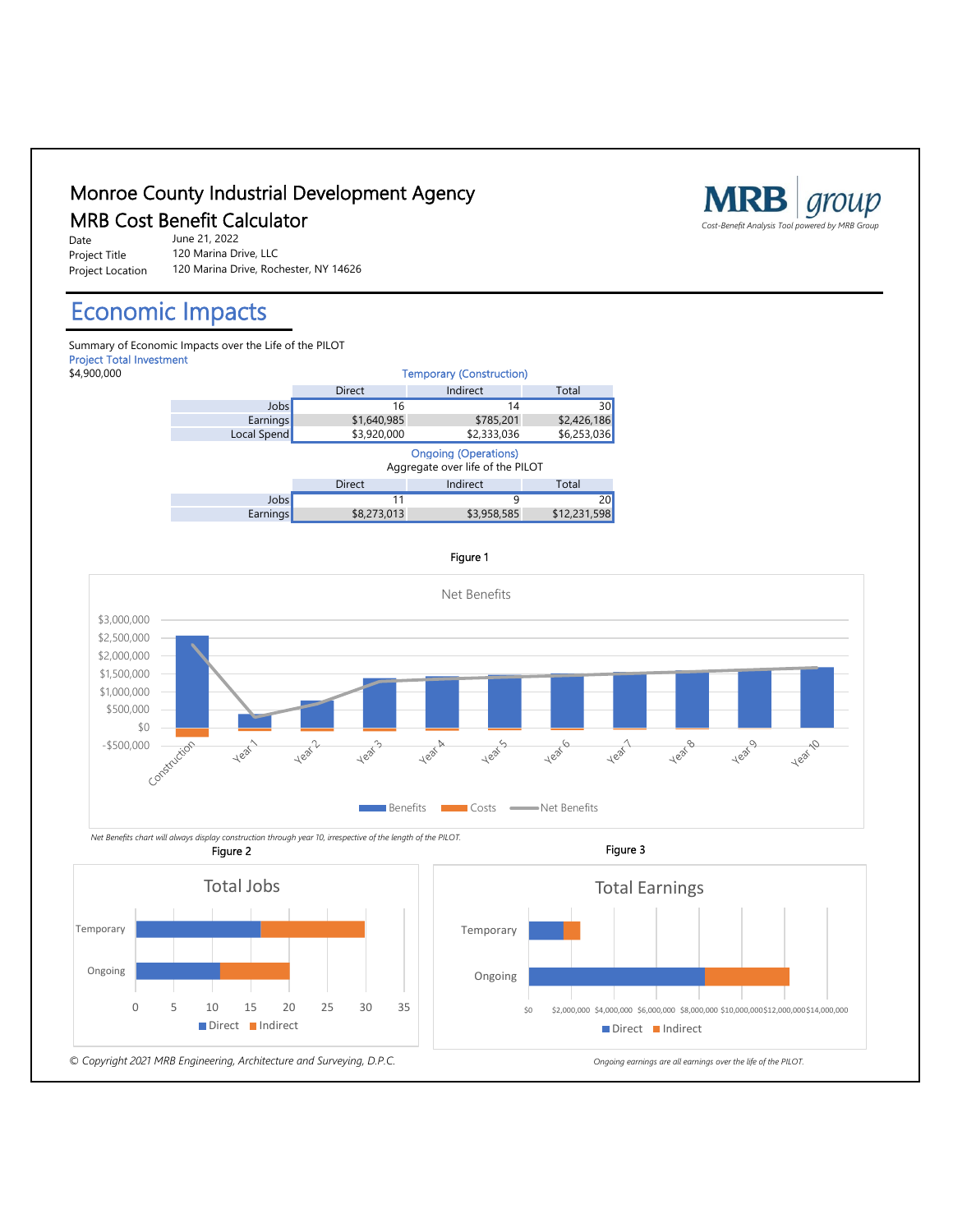# Monroe County Industrial Development Agency

## MRB Cost Benefit Calculator

| | |
|---|---|
| Date | June 21, 2022 |
| Project Title | 120 Marina Drive, LLC |
| Project Location | 120 Marina Drive, Rochester, NY 14626 |

MRB group — *Cost-Benefit Analysis Tool powered by MRB Group*

## Economic Impacts

Summary of Economic Impacts over the Life of the PILOT

Project Total Investment

$4,900,000

**Temporary (Construction)**

| | Direct | Indirect | Total |
|---|---|---|---|
| Jobs | 16 | 14 | 30 |
| Earnings | $1,640,985 | $785,201 | $2,426,186 |
| Local Spend | $3,920,000 | $2,333,036 | $6,253,036 |

**Ongoing (Operations)**

Aggregate over life of the PILOT

| | Direct | Indirect | Total |
|---|---|---|---|
| Jobs | 11 | 9 | 20 |
| Earnings | $8,273,013 | $3,958,585 | $12,231,598 |

Figure 1

*Net Benefits chart will always display construction through year 10, irrespective of the length of the PILOT.*

Figure 2

Figure 3

*Ongoing earnings are all earnings over the life of the PILOT.*

*© Copyright 2021 MRB Engineering, Architecture and Surveying, D.P.C.*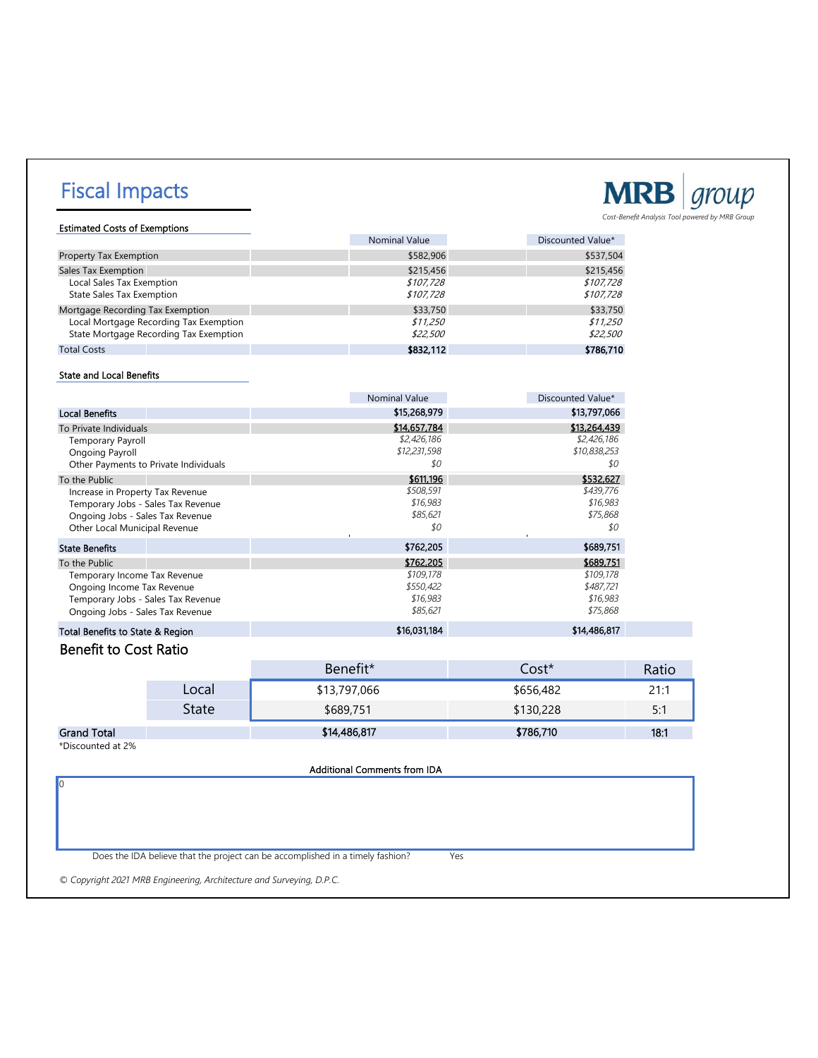# Fiscal Impacts

MRB group
*Cost-Benefit Analysis Tool powered by MRB Group*

### Estimated Costs of Exemptions

| | Nominal Value | Discounted Value* |
|---|---|---|
| Property Tax Exemption | $582,906 | $537,504 |
| Sales Tax Exemption | $215,456 | $215,456 |
| Local Sales Tax Exemption | *$107,728* | *$107,728* |
| State Sales Tax Exemption | *$107,728* | *$107,728* |
| Mortgage Recording Tax Exemption | $33,750 | $33,750 |
| Local Mortgage Recording Tax Exemption | *$11,250* | *$11,250* |
| State Mortgage Recording Tax Exemption | *$22,500* | *$22,500* |
| **Total Costs** | **$832,112** | **$786,710** |

### State and Local Benefits

| | Nominal Value | Discounted Value* |
|---|---|---|
| **Local Benefits** | **$15,268,979** | **$13,797,066** |
| To Private Individuals | $14,657,784 | $13,264,439 |
| Temporary Payroll | *$2,426,186* | *$2,426,186* |
| Ongoing Payroll | *$12,231,598* | *$10,838,253* |
| Other Payments to Private Individuals | *$0* | *$0* |
| To the Public | $611,196 | $532,627 |
| Increase in Property Tax Revenue | *$508,591* | *$439,776* |
| Temporary Jobs - Sales Tax Revenue | *$16,983* | *$16,983* |
| Ongoing Jobs - Sales Tax Revenue | *$85,621* | *$75,868* |
| Other Local Municipal Revenue | *$0* | *$0* |
| **State Benefits** | **$762,205** | **$689,751** |
| To the Public | $762,205 | $689,751 |
| Temporary Income Tax Revenue | *$109,178* | *$109,178* |
| Ongoing Income Tax Revenue | *$550,422* | *$487,721* |
| Temporary Jobs - Sales Tax Revenue | *$16,983* | *$16,983* |
| Ongoing Jobs - Sales Tax Revenue | *$85,621* | *$75,868* |
| **Total Benefits to State & Region** | **$16,031,184** | **$14,486,817** |

## Benefit to Cost Ratio

| | Benefit* | Cost* | Ratio |
|---|---|---|---|
| Local | $13,797,066 | $656,482 | 21:1 |
| State | $689,751 | $130,228 | 5:1 |
| **Grand Total** | **$14,486,817** | **$786,710** | **18:1** |

*Discounted at 2%

**Additional Comments from IDA**

0

Does the IDA believe that the project can be accomplished in a timely fashion? Yes

*© Copyright 2021 MRB Engineering, Architecture and Surveying, D.P.C.*